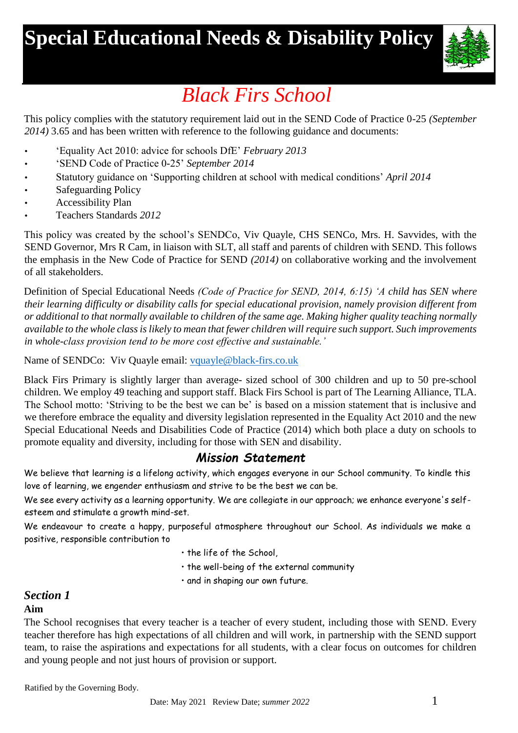// Special Educational Needs & Disability Policy

# Special Educational Needs & Disability Policy

## *Black Firs School*

This policy complies with the statutory requirement laid out in the SEND Code of Practice 0-25 *(September 2014)* 3.65 and has been written with reference to the following guidance and documents:

- 'Equality Act 2010: advice for schools DfE' *February 2013*
- 'SEND Code of Practice 0-25' *September 2014*
- Statutory guidance on 'Supporting children at school with medical conditions' *April 2014*
- Safeguarding Policy
- Accessibility Plan
- Teachers Standards *2012*

This policy was created by the school's SENDCo, Viv Quayle, CHS SENCo, Mrs. H. Savvides, with the SEND Governor, Mrs R Cam, in liaison with SLT, all staff and parents of children with SEND. This follows the emphasis in the New Code of Practice for SEND *(2014)* on collaborative working and the involvement of all stakeholders.

Definition of Special Educational Needs *(Code of Practice for SEND, 2014, 6:15) 'A child has SEN where their learning difficulty or disability calls for special educational provision, namely provision different from or additional to that normally available to children of the same age. Making higher quality teaching normally available to the whole class is likely to mean that fewer children will require such support. Such improvements in whole-class provision tend to be more cost effective and sustainable.'*

Name of SENDCo: Viv Quayle email: vquayle@black-firs.co.uk

Black Firs Primary is slightly larger than average- sized school of 300 children and up to 50 pre-school children. We employ 49 teaching and support staff. Black Firs School is part of The Learning Alliance, TLA. The School motto: 'Striving to be the best we can be' is based on a mission statement that is inclusive and we therefore embrace the equality and diversity legislation represented in the Equality Act 2010 and the new Special Educational Needs and Disabilities Code of Practice (2014) which both place a duty on schools to promote equality and diversity, including for those with SEN and disability.

### *Mission Statement*

We believe that learning is a lifelong activity, which engages everyone in our School community. To kindle this love of learning, we engender enthusiasm and strive to be the best we can be.

We see every activity as a learning opportunity. We are collegiate in our approach; we enhance everyone's self-esteem and stimulate a growth mind-set.

We endeavour to create a happy, purposeful atmosphere throughout our School. As individuals we make a positive, responsible contribution to

- the life of the School,
- the well-being of the external community
- and in shaping our own future.

## *Section 1*

**Aim**

The School recognises that every teacher is a teacher of every student, including those with SEND. Every teacher therefore has high expectations of all children and will work, in partnership with the SEND support team, to raise the aspirations and expectations for all students, with a clear focus on outcomes for children and young people and not just hours of provision or support.

Ratified by the Governing Body.

Date: May 2021 Review Date; *summer 2022*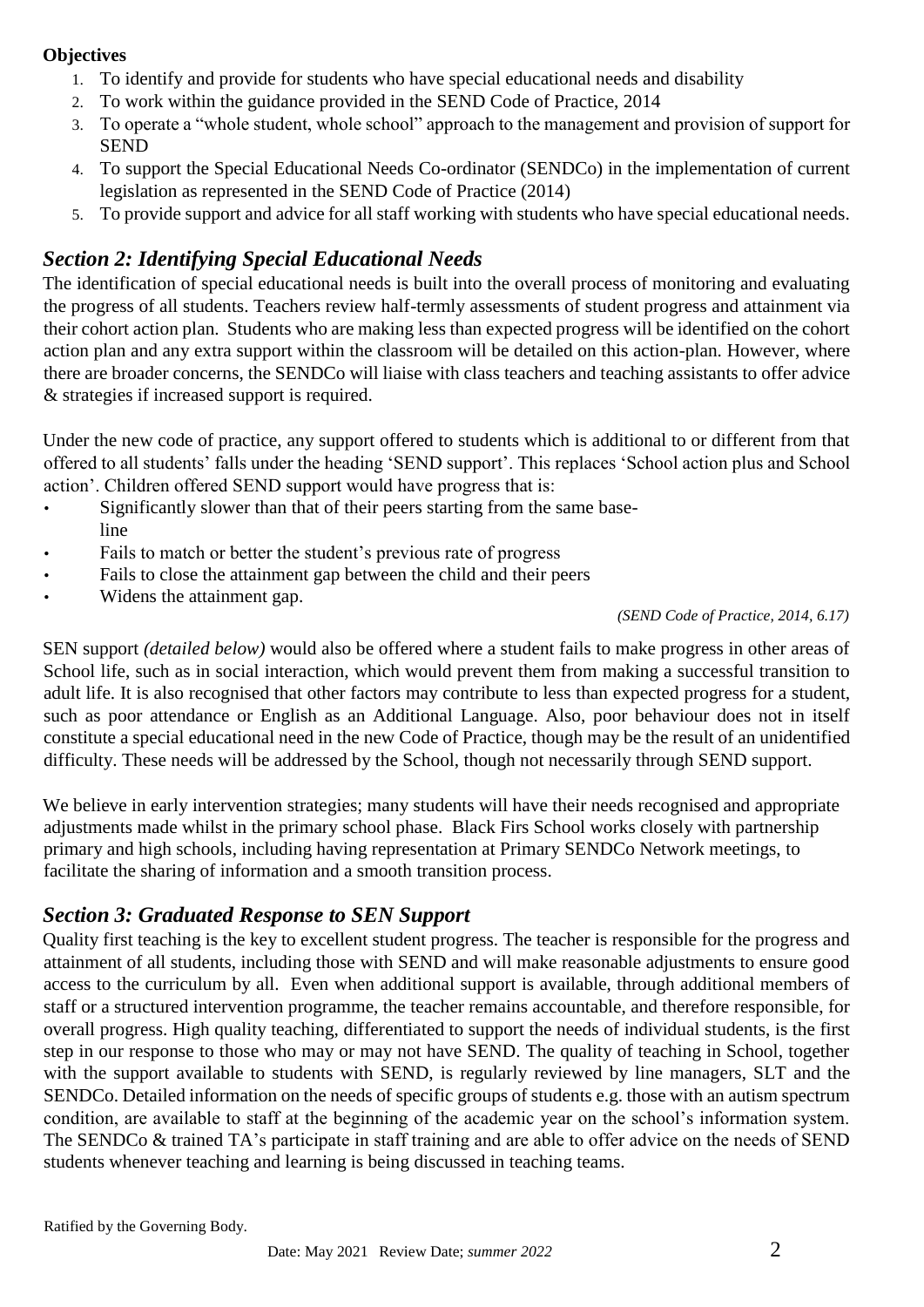**Objectives**

1. To identify and provide for students who have special educational needs and disability
2. To work within the guidance provided in the SEND Code of Practice, 2014
3. To operate a "whole student, whole school" approach to the management and provision of support for SEND
4. To support the Special Educational Needs Co-ordinator (SENDCo) in the implementation of current legislation as represented in the SEND Code of Practice (2014)
5. To provide support and advice for all staff working with students who have special educational needs.

## *Section 2: Identifying Special Educational Needs*

The identification of special educational needs is built into the overall process of monitoring and evaluating the progress of all students. Teachers review half-termly assessments of student progress and attainment via their cohort action plan. Students who are making less than expected progress will be identified on the cohort action plan and any extra support within the classroom will be detailed on this action-plan. However, where there are broader concerns, the SENDCo will liaise with class teachers and teaching assistants to offer advice & strategies if increased support is required.

Under the new code of practice, any support offered to students which is additional to or different from that offered to all students' falls under the heading 'SEND support'. This replaces 'School action plus and School action'. Children offered SEND support would have progress that is:

- Significantly slower than that of their peers starting from the same base-line
- Fails to match or better the student's previous rate of progress
- Fails to close the attainment gap between the child and their peers
- Widens the attainment gap.

*(SEND Code of Practice, 2014, 6.17)*

SEN support *(detailed below)* would also be offered where a student fails to make progress in other areas of School life, such as in social interaction, which would prevent them from making a successful transition to adult life. It is also recognised that other factors may contribute to less than expected progress for a student, such as poor attendance or English as an Additional Language. Also, poor behaviour does not in itself constitute a special educational need in the new Code of Practice, though may be the result of an unidentified difficulty. These needs will be addressed by the School, though not necessarily through SEND support.

We believe in early intervention strategies; many students will have their needs recognised and appropriate adjustments made whilst in the primary school phase. Black Firs School works closely with partnership primary and high schools, including having representation at Primary SENDCo Network meetings, to facilitate the sharing of information and a smooth transition process.

## *Section 3: Graduated Response to SEN Support*

Quality first teaching is the key to excellent student progress. The teacher is responsible for the progress and attainment of all students, including those with SEND and will make reasonable adjustments to ensure good access to the curriculum by all. Even when additional support is available, through additional members of staff or a structured intervention programme, the teacher remains accountable, and therefore responsible, for overall progress. High quality teaching, differentiated to support the needs of individual students, is the first step in our response to those who may or may not have SEND. The quality of teaching in School, together with the support available to students with SEND, is regularly reviewed by line managers, SLT and the SENDCo. Detailed information on the needs of specific groups of students e.g. those with an autism spectrum condition, are available to staff at the beginning of the academic year on the school's information system. The SENDCo & trained TA's participate in staff training and are able to offer advice on the needs of SEND students whenever teaching and learning is being discussed in teaching teams.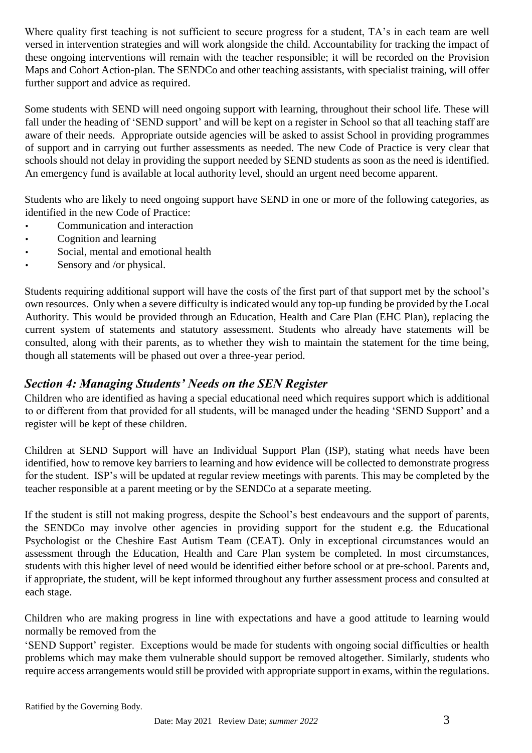Where quality first teaching is not sufficient to secure progress for a student, TA's in each team are well versed in intervention strategies and will work alongside the child. Accountability for tracking the impact of these ongoing interventions will remain with the teacher responsible; it will be recorded on the Provision Maps and Cohort Action-plan. The SENDCo and other teaching assistants, with specialist training, will offer further support and advice as required.

Some students with SEND will need ongoing support with learning, throughout their school life. These will fall under the heading of 'SEND support' and will be kept on a register in School so that all teaching staff are aware of their needs. Appropriate outside agencies will be asked to assist School in providing programmes of support and in carrying out further assessments as needed. The new Code of Practice is very clear that schools should not delay in providing the support needed by SEND students as soon as the need is identified. An emergency fund is available at local authority level, should an urgent need become apparent.

Students who are likely to need ongoing support have SEND in one or more of the following categories, as identified in the new Code of Practice:

- Communication and interaction
- Cognition and learning
- Social, mental and emotional health
- Sensory and /or physical.

Students requiring additional support will have the costs of the first part of that support met by the school's own resources. Only when a severe difficulty is indicated would any top-up funding be provided by the Local Authority. This would be provided through an Education, Health and Care Plan (EHC Plan), replacing the current system of statements and statutory assessment. Students who already have statements will be consulted, along with their parents, as to whether they wish to maintain the statement for the time being, though all statements will be phased out over a three-year period.

## *Section 4: Managing Students' Needs on the SEN Register*

Children who are identified as having a special educational need which requires support which is additional to or different from that provided for all students, will be managed under the heading 'SEND Support' and a register will be kept of these children.

Children at SEND Support will have an Individual Support Plan (ISP), stating what needs have been identified, how to remove key barriers to learning and how evidence will be collected to demonstrate progress for the student. ISP's will be updated at regular review meetings with parents. This may be completed by the teacher responsible at a parent meeting or by the SENDCo at a separate meeting.

If the student is still not making progress, despite the School's best endeavours and the support of parents, the SENDCo may involve other agencies in providing support for the student e.g. the Educational Psychologist or the Cheshire East Autism Team (CEAT). Only in exceptional circumstances would an assessment through the Education, Health and Care Plan system be completed. In most circumstances, students with this higher level of need would be identified either before school or at pre-school. Parents and, if appropriate, the student, will be kept informed throughout any further assessment process and consulted at each stage.

Children who are making progress in line with expectations and have a good attitude to learning would normally be removed from the 'SEND Support' register. Exceptions would be made for students with ongoing social difficulties or health problems which may make them vulnerable should support be removed altogether. Similarly, students who require access arrangements would still be provided with appropriate support in exams, within the regulations.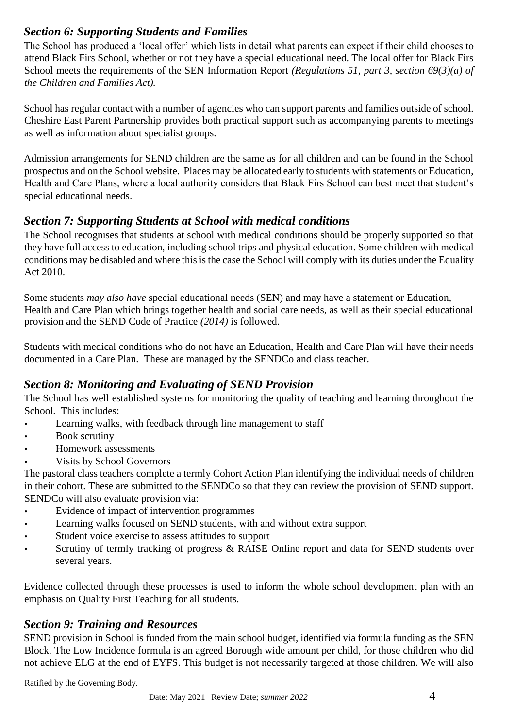### *Section 6: Supporting Students and Families*

The School has produced a 'local offer' which lists in detail what parents can expect if their child chooses to attend Black Firs School, whether or not they have a special educational need. The local offer for Black Firs School meets the requirements of the SEN Information Report *(Regulations 51, part 3, section 69(3)(a) of the Children and Families Act).*

School has regular contact with a number of agencies who can support parents and families outside of school. Cheshire East Parent Partnership provides both practical support such as accompanying parents to meetings as well as information about specialist groups.

Admission arrangements for SEND children are the same as for all children and can be found in the School prospectus and on the School website. Places may be allocated early to students with statements or Education, Health and Care Plans, where a local authority considers that Black Firs School can best meet that student's special educational needs.

### *Section 7: Supporting Students at School with medical conditions*

The School recognises that students at school with medical conditions should be properly supported so that they have full access to education, including school trips and physical education. Some children with medical conditions may be disabled and where this is the case the School will comply with its duties under the Equality Act 2010.

Some students *may also have* special educational needs (SEN) and may have a statement or Education, Health and Care Plan which brings together health and social care needs, as well as their special educational provision and the SEND Code of Practice *(2014)* is followed.

Students with medical conditions who do not have an Education, Health and Care Plan will have their needs documented in a Care Plan. These are managed by the SENDCo and class teacher.

### *Section 8: Monitoring and Evaluating of SEND Provision*

The School has well established systems for monitoring the quality of teaching and learning throughout the School. This includes:

- Learning walks, with feedback through line management to staff
- Book scrutiny
- Homework assessments
- Visits by School Governors

The pastoral class teachers complete a termly Cohort Action Plan identifying the individual needs of children in their cohort. These are submitted to the SENDCo so that they can review the provision of SEND support. SENDCo will also evaluate provision via:

- Evidence of impact of intervention programmes
- Learning walks focused on SEND students, with and without extra support
- Student voice exercise to assess attitudes to support
- Scrutiny of termly tracking of progress & RAISE Online report and data for SEND students over several years.

Evidence collected through these processes is used to inform the whole school development plan with an emphasis on Quality First Teaching for all students.

### *Section 9: Training and Resources*

SEND provision in School is funded from the main school budget, identified via formula funding as the SEN Block. The Low Incidence formula is an agreed Borough wide amount per child, for those children who did not achieve ELG at the end of EYFS. This budget is not necessarily targeted at those children. We will also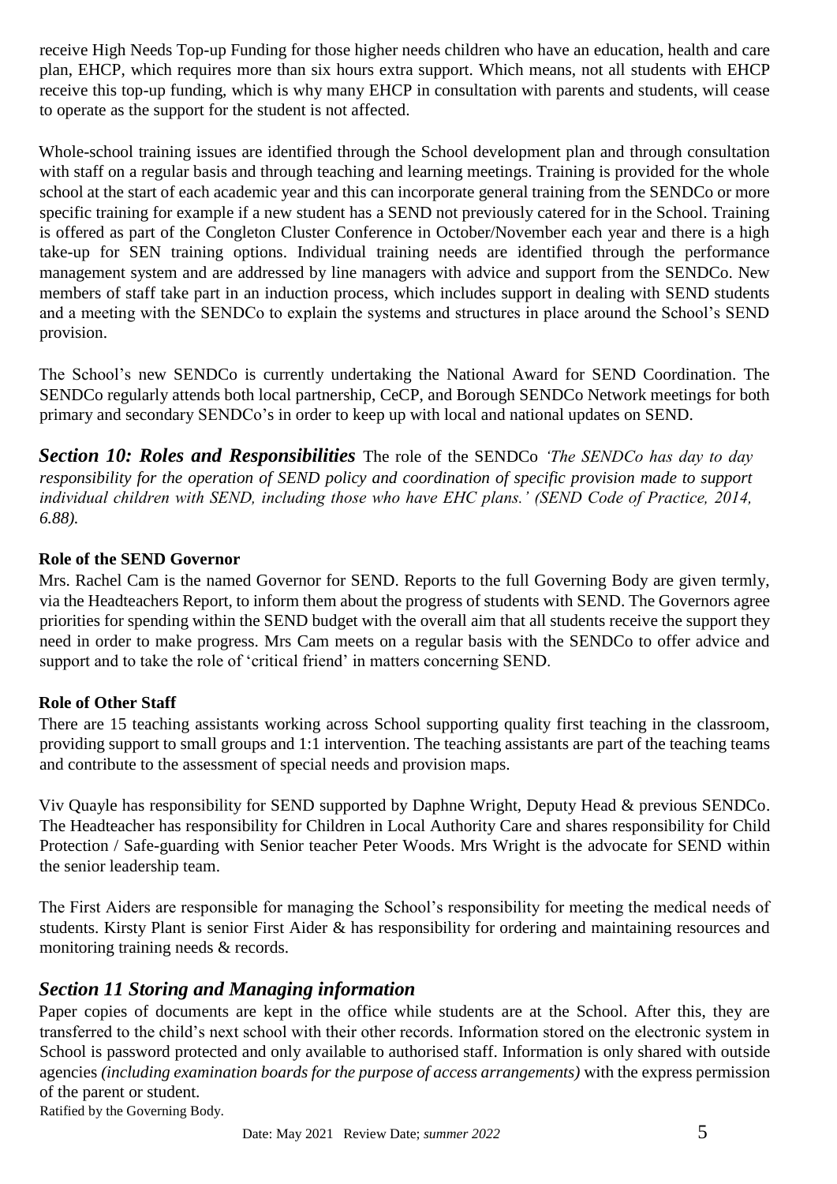receive High Needs Top-up Funding for those higher needs children who have an education, health and care plan, EHCP, which requires more than six hours extra support. Which means, not all students with EHCP receive this top-up funding, which is why many EHCP in consultation with parents and students, will cease to operate as the support for the student is not affected.

Whole-school training issues are identified through the School development plan and through consultation with staff on a regular basis and through teaching and learning meetings. Training is provided for the whole school at the start of each academic year and this can incorporate general training from the SENDCo or more specific training for example if a new student has a SEND not previously catered for in the School. Training is offered as part of the Congleton Cluster Conference in October/November each year and there is a high take-up for SEN training options. Individual training needs are identified through the performance management system and are addressed by line managers with advice and support from the SENDCo. New members of staff take part in an induction process, which includes support in dealing with SEND students and a meeting with the SENDCo to explain the systems and structures in place around the School's SEND provision.

The School's new SENDCo is currently undertaking the National Award for SEND Coordination. The SENDCo regularly attends both local partnership, CeCP, and Borough SENDCo Network meetings for both primary and secondary SENDCo's in order to keep up with local and national updates on SEND.

## *Section 10: Roles and Responsibilities*

The role of the SENDCo *'The SENDCo has day to day responsibility for the operation of SEND policy and coordination of specific provision made to support individual children with SEND, including those who have EHC plans.' (SEND Code of Practice, 2014, 6.88).*

### Role of the SEND Governor

Mrs. Rachel Cam is the named Governor for SEND. Reports to the full Governing Body are given termly, via the Headteachers Report, to inform them about the progress of students with SEND. The Governors agree priorities for spending within the SEND budget with the overall aim that all students receive the support they need in order to make progress. Mrs Cam meets on a regular basis with the SENDCo to offer advice and support and to take the role of 'critical friend' in matters concerning SEND.

### Role of Other Staff

There are 15 teaching assistants working across School supporting quality first teaching in the classroom, providing support to small groups and 1:1 intervention. The teaching assistants are part of the teaching teams and contribute to the assessment of special needs and provision maps.

Viv Quayle has responsibility for SEND supported by Daphne Wright, Deputy Head & previous SENDCo. The Headteacher has responsibility for Children in Local Authority Care and shares responsibility for Child Protection / Safe-guarding with Senior teacher Peter Woods. Mrs Wright is the advocate for SEND within the senior leadership team.

The First Aiders are responsible for managing the School's responsibility for meeting the medical needs of students. Kirsty Plant is senior First Aider & has responsibility for ordering and maintaining resources and monitoring training needs & records.

## *Section 11 Storing and Managing information*

Paper copies of documents are kept in the office while students are at the School. After this, they are transferred to the child's next school with their other records. Information stored on the electronic system in School is password protected and only available to authorised staff. Information is only shared with outside agencies *(including examination boards for the purpose of access arrangements)* with the express permission of the parent or student.

Ratified by the Governing Body.

Date: May 2021 Review Date; *summer 2022*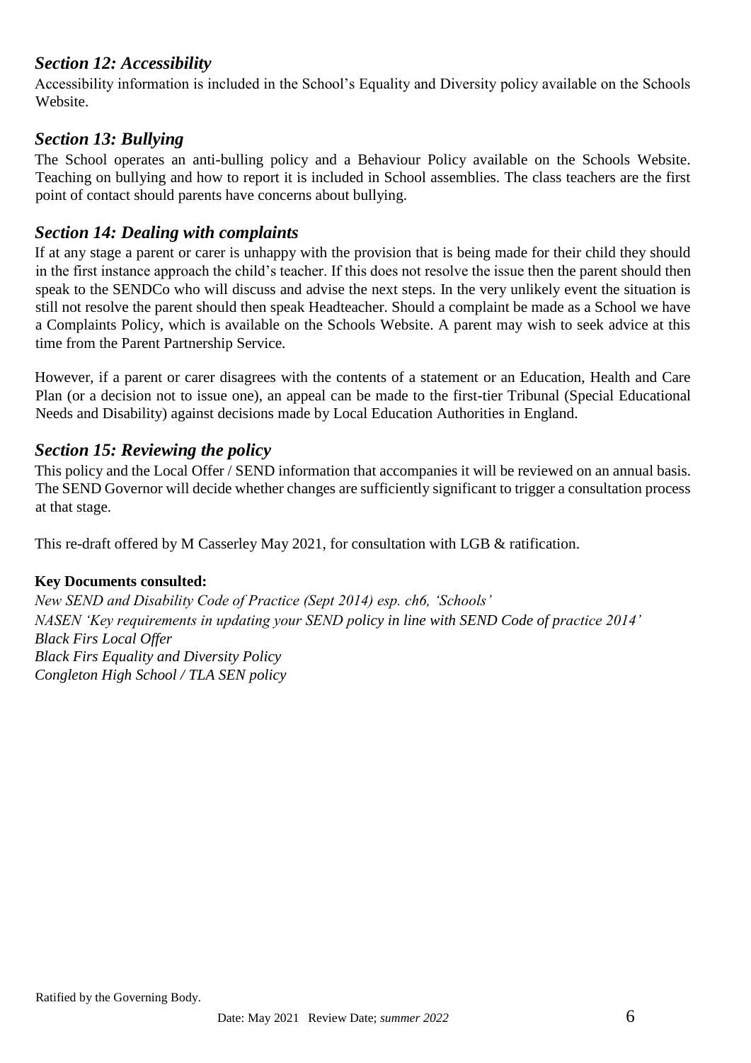## *Section 12: Accessibility*

Accessibility information is included in the School's Equality and Diversity policy available on the Schools Website.

## *Section 13: Bullying*

The School operates an anti-bulling policy and a Behaviour Policy available on the Schools Website. Teaching on bullying and how to report it is included in School assemblies. The class teachers are the first point of contact should parents have concerns about bullying.

## *Section 14: Dealing with complaints*

If at any stage a parent or carer is unhappy with the provision that is being made for their child they should in the first instance approach the child's teacher. If this does not resolve the issue then the parent should then speak to the SENDCo who will discuss and advise the next steps. In the very unlikely event the situation is still not resolve the parent should then speak Headteacher. Should a complaint be made as a School we have a Complaints Policy, which is available on the Schools Website. A parent may wish to seek advice at this time from the Parent Partnership Service.

However, if a parent or carer disagrees with the contents of a statement or an Education, Health and Care Plan (or a decision not to issue one), an appeal can be made to the first-tier Tribunal (Special Educational Needs and Disability) against decisions made by Local Education Authorities in England.

## *Section 15: Reviewing the policy*

This policy and the Local Offer / SEND information that accompanies it will be reviewed on an annual basis. The SEND Governor will decide whether changes are sufficiently significant to trigger a consultation process at that stage.

This re-draft offered by M Casserley May 2021, for consultation with LGB & ratification.

**Key Documents consulted:**

*New SEND and Disability Code of Practice (Sept 2014) esp. ch6, 'Schools'*
*NASEN 'Key requirements in updating your SEND policy in line with SEND Code of practice 2014'*
*Black Firs Local Offer*
*Black Firs Equality and Diversity Policy*
*Congleton High School / TLA SEN policy*

Ratified by the Governing Body.

Date: May 2021 Review Date; *summer 2022*